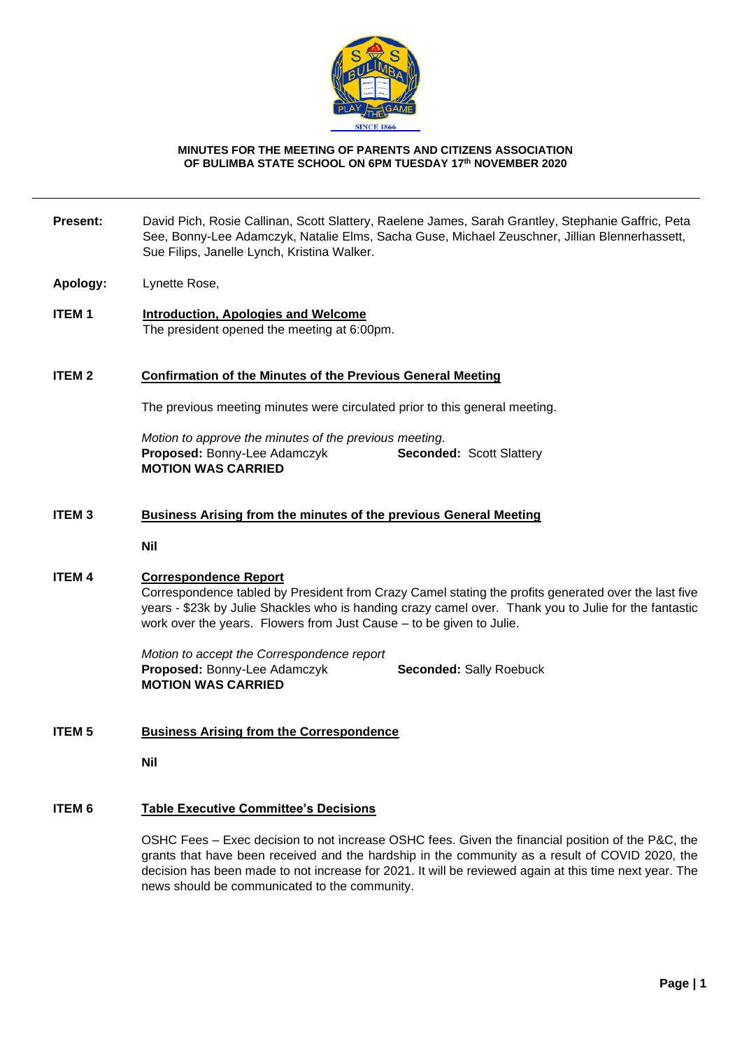**MINUTES FOR THE MEETING OF PARENTS AND CITIZENS ASSOCIATION OF BULIMBA STATE SCHOOL ON 6PM TUESDAY 17th NOVEMBER 2020**

---

**Present:** David Pich, Rosie Callinan, Scott Slattery, Raelene James, Sarah Grantley, Stephanie Gaffric, Peta See, Bonny-Lee Adamczyk, Natalie Elms, Sacha Guse, Michael Zeuschner, Jillian Blennerhassett, Sue Filips, Janelle Lynch, Kristina Walker.

**Apology:** Lynette Rose,

**ITEM 1** **<u>Introduction, Apologies and Welcome</u>**

The president opened the meeting at 6:00pm.

**ITEM 2** **<u>Confirmation of the Minutes of the Previous General Meeting</u>**

The previous meeting minutes were circulated prior to this general meeting.

*Motion to approve the minutes of the previous meeting.*
**Proposed:** Bonny-Lee Adamczyk **Seconded:** Scott Slattery
**MOTION WAS CARRIED**

**ITEM 3** **<u>Business Arising from the minutes of the previous General Meeting</u>**

**Nil**

**ITEM 4** **<u>Correspondence Report</u>**

Correspondence tabled by President from Crazy Camel stating the profits generated over the last five years - $23k by Julie Shackles who is handing crazy camel over. Thank you to Julie for the fantastic work over the years. Flowers from Just Cause – to be given to Julie.

*Motion to accept the Correspondence report*
**Proposed:** Bonny-Lee Adamczyk **Seconded:** Sally Roebuck
**MOTION WAS CARRIED**

**ITEM 5** **<u>Business Arising from the Correspondence</u>**

**Nil**

**ITEM 6** **<u>Table Executive Committee's Decisions</u>**

OSHC Fees – Exec decision to not increase OSHC fees. Given the financial position of the P&C, the grants that have been received and the hardship in the community as a result of COVID 2020, the decision has been made to not increase for 2021. It will be reviewed again at this time next year. The news should be communicated to the community.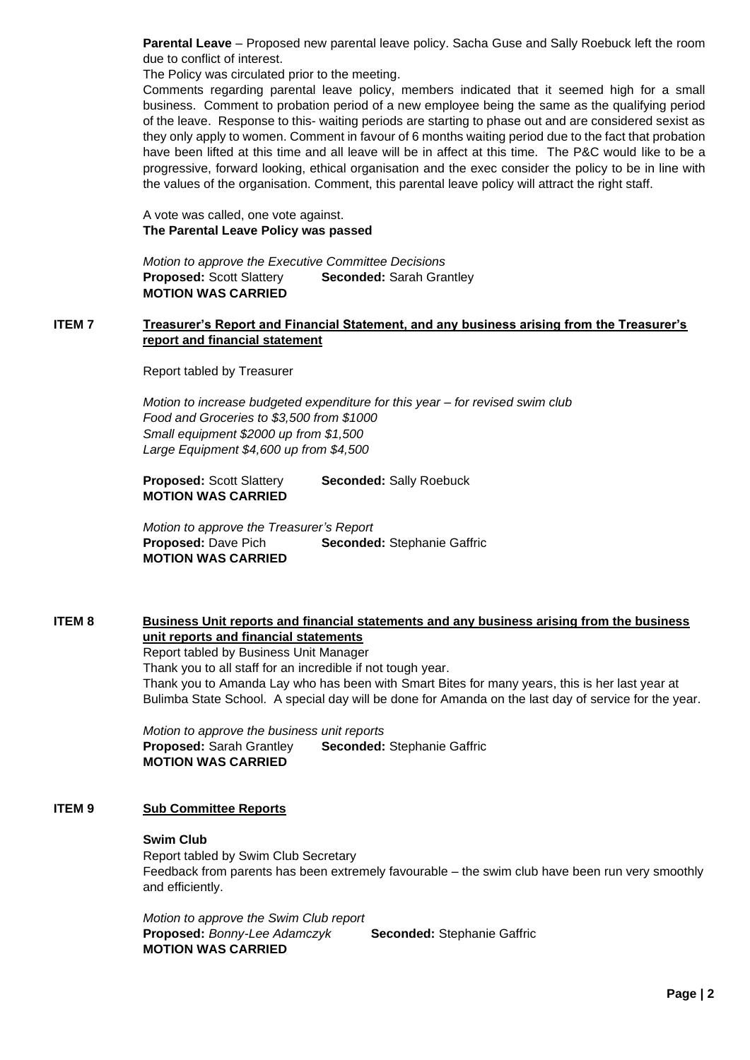**Parental Leave** – Proposed new parental leave policy. Sacha Guse and Sally Roebuck left the room due to conflict of interest.

The Policy was circulated prior to the meeting.

Comments regarding parental leave policy, members indicated that it seemed high for a small business. Comment to probation period of a new employee being the same as the qualifying period of the leave. Response to this- waiting periods are starting to phase out and are considered sexist as they only apply to women. Comment in favour of 6 months waiting period due to the fact that probation have been lifted at this time and all leave will be in affect at this time. The P&C would like to be a progressive, forward looking, ethical organisation and the exec consider the policy to be in line with the values of the organisation. Comment, this parental leave policy will attract the right staff.

A vote was called, one vote against.
**The Parental Leave Policy was passed**

*Motion to approve the Executive Committee Decisions*
**Proposed:** Scott Slattery **Seconded:** Sarah Grantley
**MOTION WAS CARRIED**

## ITEM 7 Treasurer's Report and Financial Statement, and any business arising from the Treasurer's report and financial statement

Report tabled by Treasurer

*Motion to increase budgeted expenditure for this year – for revised swim club*
*Food and Groceries to $3,500 from $1000*
*Small equipment $2000 up from $1,500*
*Large Equipment $4,600 up from $4,500*

**Proposed:** Scott Slattery **Seconded:** Sally Roebuck
**MOTION WAS CARRIED**

*Motion to approve the Treasurer's Report*
**Proposed:** Dave Pich **Seconded:** Stephanie Gaffric
**MOTION WAS CARRIED**

## ITEM 8 Business Unit reports and financial statements and any business arising from the business unit reports and financial statements

Report tabled by Business Unit Manager
Thank you to all staff for an incredible if not tough year.
Thank you to Amanda Lay who has been with Smart Bites for many years, this is her last year at Bulimba State School. A special day will be done for Amanda on the last day of service for the year.

*Motion to approve the business unit reports*
**Proposed:** Sarah Grantley **Seconded:** Stephanie Gaffric
**MOTION WAS CARRIED**

## ITEM 9 Sub Committee Reports

**Swim Club**
Report tabled by Swim Club Secretary
Feedback from parents has been extremely favourable – the swim club have been run very smoothly and efficiently.

*Motion to approve the Swim Club report*
**Proposed:** *Bonny-Lee Adamczyk* **Seconded:** Stephanie Gaffric
**MOTION WAS CARRIED**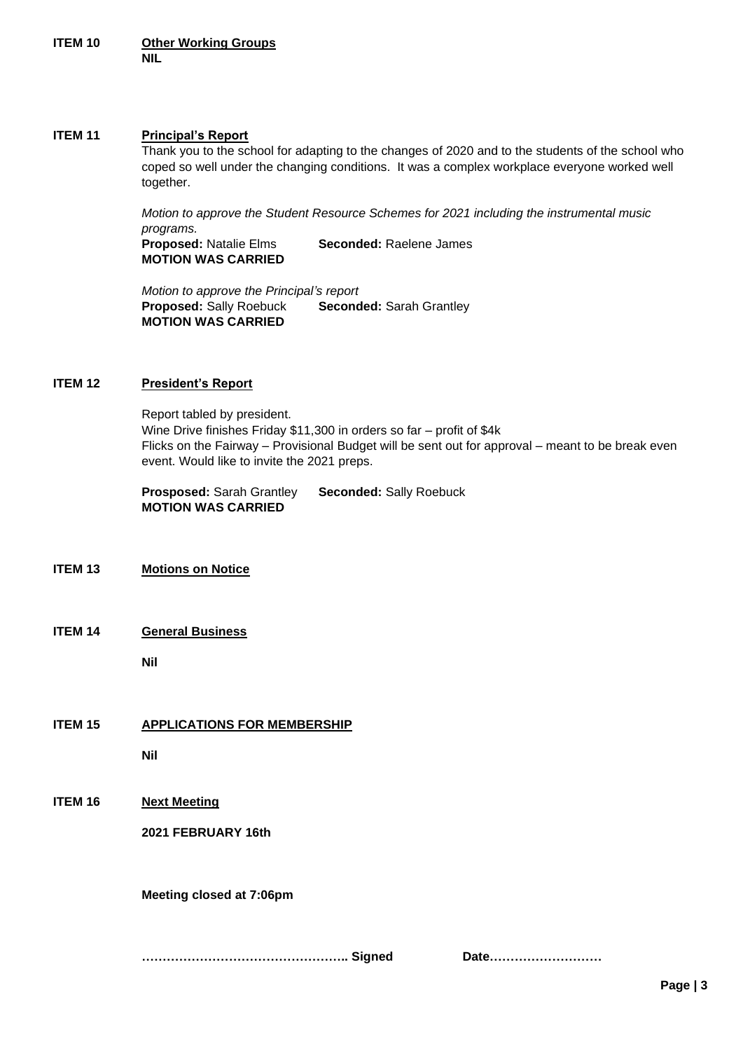**ITEM 10** **Other Working Groups**

**NIL**

**ITEM 11** **Principal's Report**

Thank you to the school for adapting to the changes of 2020 and to the students of the school who coped so well under the changing conditions. It was a complex workplace everyone worked well together.

*Motion to approve the Student Resource Schemes for 2021 including the instrumental music programs.*

**Proposed:** Natalie Elms **Seconded:** Raelene James

**MOTION WAS CARRIED**

*Motion to approve the Principal's report*

**Proposed:** Sally Roebuck **Seconded:** Sarah Grantley

**MOTION WAS CARRIED**

**ITEM 12** **President's Report**

Report tabled by president.

Wine Drive finishes Friday $11,300 in orders so far – profit of $4k

Flicks on the Fairway – Provisional Budget will be sent out for approval – meant to be break even event. Would like to invite the 2021 preps.

**Prosposed:** Sarah Grantley **Seconded:** Sally Roebuck

**MOTION WAS CARRIED**

**ITEM 13** **Motions on Notice**

**ITEM 14** **General Business**

**Nil**

**ITEM 15** **APPLICATIONS FOR MEMBERSHIP**

**Nil**

**ITEM 16** **Next Meeting**

**2021 FEBRUARY 16th**

**Meeting closed at 7:06pm**

**………………………………………….. Signed** **Date………………………**